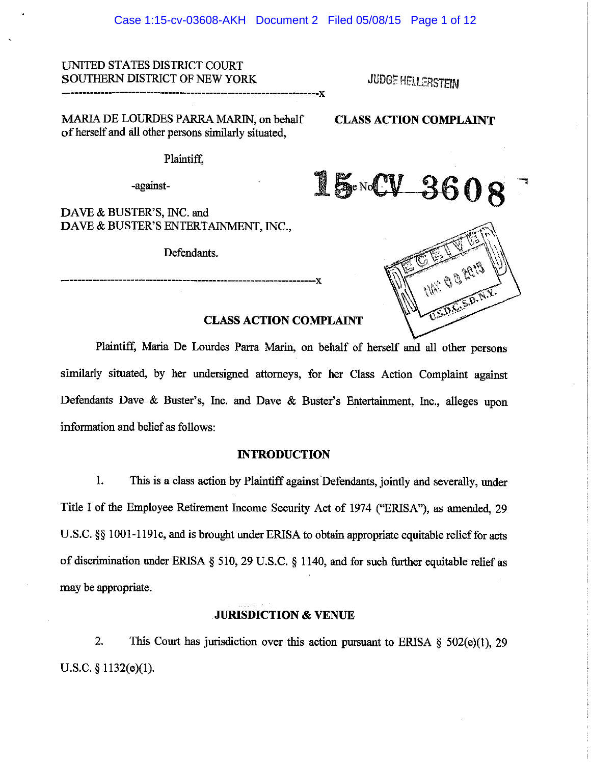UNITED STATES DISTRICT COURT
SOUTHERN DISTRICT OF NEW YORK

JUDGE HELLERSTEIN

MARIA DE LOURDES PARRA MARIN, on behalf of herself and all other persons similarly situated,

Plaintiff,

-against-

DAVE & BUSTER'S, INC. and DAVE & BUSTER'S ENTERTAINMENT, INC.,

Defendants.

**CLASS ACTION COMPLAINT**

Case No. 15 CV 3608

RECEIVED MAY 08 2015 U.S.D.C. S.D.N.Y.

## CLASS ACTION COMPLAINT

Plaintiff, Maria De Lourdes Parra Marin, on behalf of herself and all other persons similarly situated, by her undersigned attorneys, for her Class Action Complaint against Defendants Dave & Buster's, Inc. and Dave & Buster's Entertainment, Inc., alleges upon information and belief as follows:

### INTRODUCTION

1. This is a class action by Plaintiff against Defendants, jointly and severally, under Title I of the Employee Retirement Income Security Act of 1974 ("ERISA"), as amended, 29 U.S.C. §§ 1001-1191c, and is brought under ERISA to obtain appropriate equitable relief for acts of discrimination under ERISA § 510, 29 U.S.C. § 1140, and for such further equitable relief as may be appropriate.

### JURISDICTION & VENUE

2. This Court has jurisdiction over this action pursuant to ERISA § 502(e)(1), 29 U.S.C. § 1132(e)(1).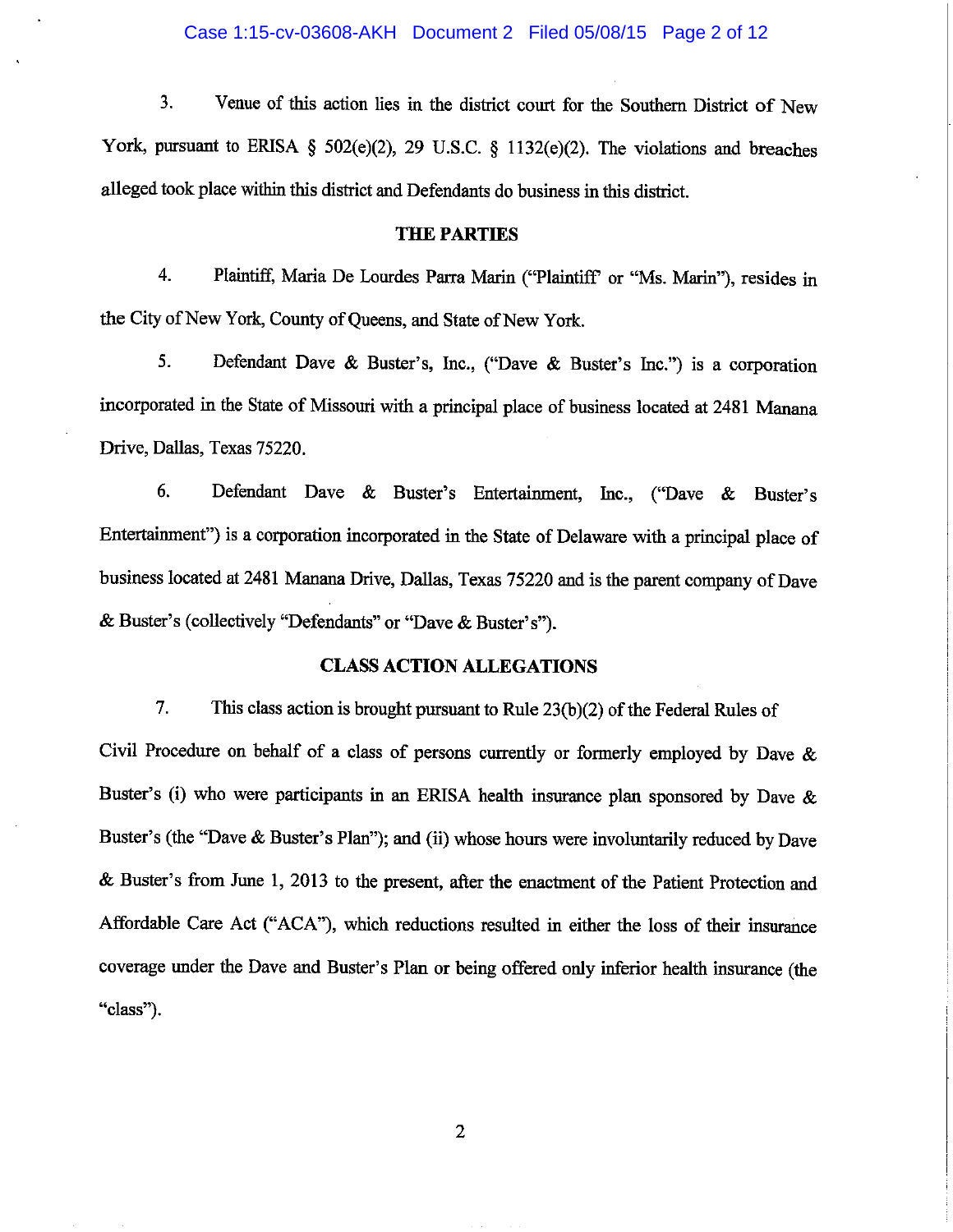3. Venue of this action lies in the district court for the Southern District of New York, pursuant to ERISA § 502(e)(2), 29 U.S.C. § 1132(e)(2). The violations and breaches alleged took place within this district and Defendants do business in this district.

## THE PARTIES

4. Plaintiff, Maria De Lourdes Parra Marin ("Plaintiff" or "Ms. Marin"), resides in the City of New York, County of Queens, and State of New York.

5. Defendant Dave & Buster's, Inc., ("Dave & Buster's Inc.") is a corporation incorporated in the State of Missouri with a principal place of business located at 2481 Manana Drive, Dallas, Texas 75220.

6. Defendant Dave & Buster's Entertainment, Inc., ("Dave & Buster's Entertainment") is a corporation incorporated in the State of Delaware with a principal place of business located at 2481 Manana Drive, Dallas, Texas 75220 and is the parent company of Dave & Buster's (collectively "Defendants" or "Dave & Buster's").

## CLASS ACTION ALLEGATIONS

7. This class action is brought pursuant to Rule 23(b)(2) of the Federal Rules of Civil Procedure on behalf of a class of persons currently or formerly employed by Dave & Buster's (i) who were participants in an ERISA health insurance plan sponsored by Dave & Buster's (the "Dave & Buster's Plan"); and (ii) whose hours were involuntarily reduced by Dave & Buster's from June 1, 2013 to the present, after the enactment of the Patient Protection and Affordable Care Act ("ACA"), which reductions resulted in either the loss of their insurance coverage under the Dave and Buster's Plan or being offered only inferior health insurance (the "class").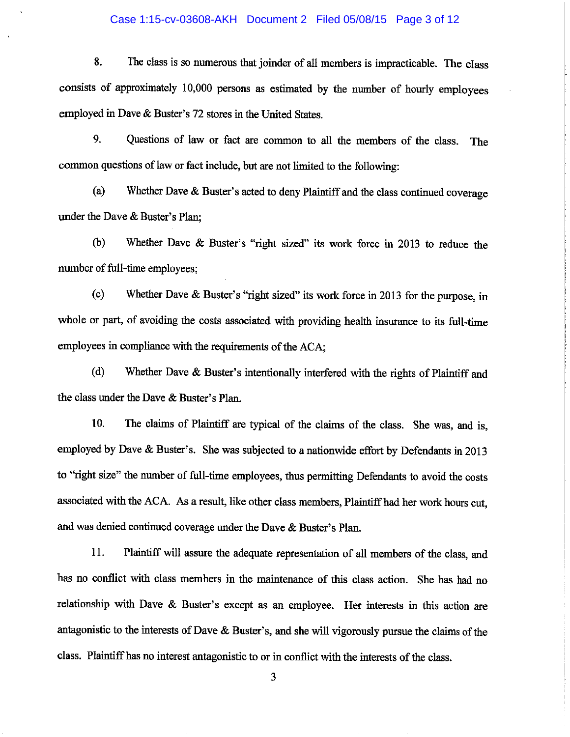8. The class is so numerous that joinder of all members is impracticable. The class consists of approximately 10,000 persons as estimated by the number of hourly employees employed in Dave & Buster's 72 stores in the United States.

9. Questions of law or fact are common to all the members of the class. The common questions of law or fact include, but are not limited to the following:

(a) Whether Dave & Buster's acted to deny Plaintiff and the class continued coverage under the Dave & Buster's Plan;

(b) Whether Dave & Buster's "right sized" its work force in 2013 to reduce the number of full-time employees;

(c) Whether Dave & Buster's "right sized" its work force in 2013 for the purpose, in whole or part, of avoiding the costs associated with providing health insurance to its full-time employees in compliance with the requirements of the ACA;

(d) Whether Dave & Buster's intentionally interfered with the rights of Plaintiff and the class under the Dave & Buster's Plan.

10. The claims of Plaintiff are typical of the claims of the class. She was, and is, employed by Dave & Buster's. She was subjected to a nationwide effort by Defendants in 2013 to "right size" the number of full-time employees, thus permitting Defendants to avoid the costs associated with the ACA. As a result, like other class members, Plaintiff had her work hours cut, and was denied continued coverage under the Dave & Buster's Plan.

11. Plaintiff will assure the adequate representation of all members of the class, and has no conflict with class members in the maintenance of this class action. She has had no relationship with Dave & Buster's except as an employee. Her interests in this action are antagonistic to the interests of Dave & Buster's, and she will vigorously pursue the claims of the class. Plaintiff has no interest antagonistic to or in conflict with the interests of the class.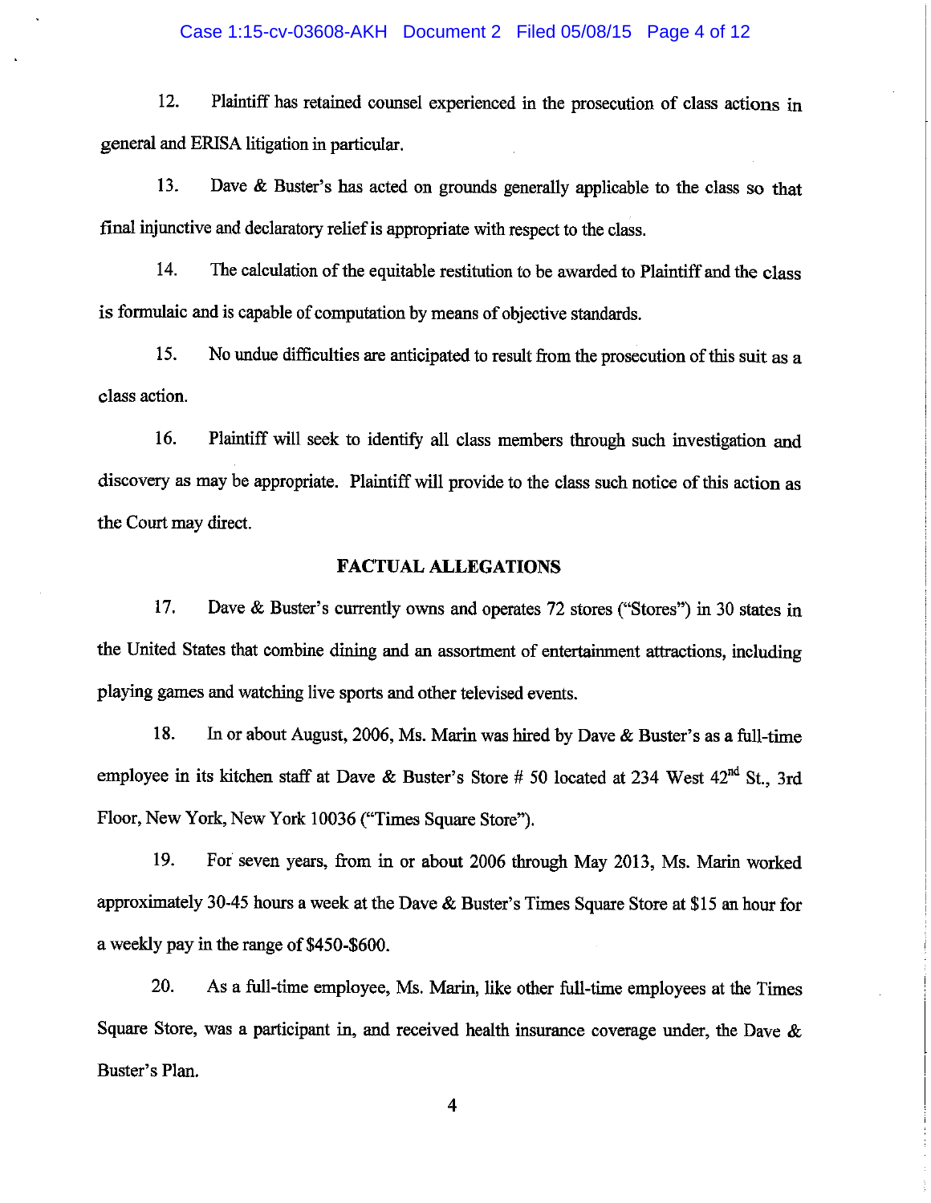12. Plaintiff has retained counsel experienced in the prosecution of class actions in general and ERISA litigation in particular.

13. Dave & Buster's has acted on grounds generally applicable to the class so that final injunctive and declaratory relief is appropriate with respect to the class.

14. The calculation of the equitable restitution to be awarded to Plaintiff and the class is formulaic and is capable of computation by means of objective standards.

15. No undue difficulties are anticipated to result from the prosecution of this suit as a class action.

16. Plaintiff will seek to identify all class members through such investigation and discovery as may be appropriate. Plaintiff will provide to the class such notice of this action as the Court may direct.

## FACTUAL ALLEGATIONS

17. Dave & Buster's currently owns and operates 72 stores ("Stores") in 30 states in the United States that combine dining and an assortment of entertainment attractions, including playing games and watching live sports and other televised events.

18. In or about August, 2006, Ms. Marin was hired by Dave & Buster's as a full-time employee in its kitchen staff at Dave & Buster's Store # 50 located at 234 West 42nd St., 3rd Floor, New York, New York 10036 ("Times Square Store").

19. For seven years, from in or about 2006 through May 2013, Ms. Marin worked approximately 30-45 hours a week at the Dave & Buster's Times Square Store at $15 an hour for a weekly pay in the range of $450-$600.

20. As a full-time employee, Ms. Marin, like other full-time employees at the Times Square Store, was a participant in, and received health insurance coverage under, the Dave & Buster's Plan.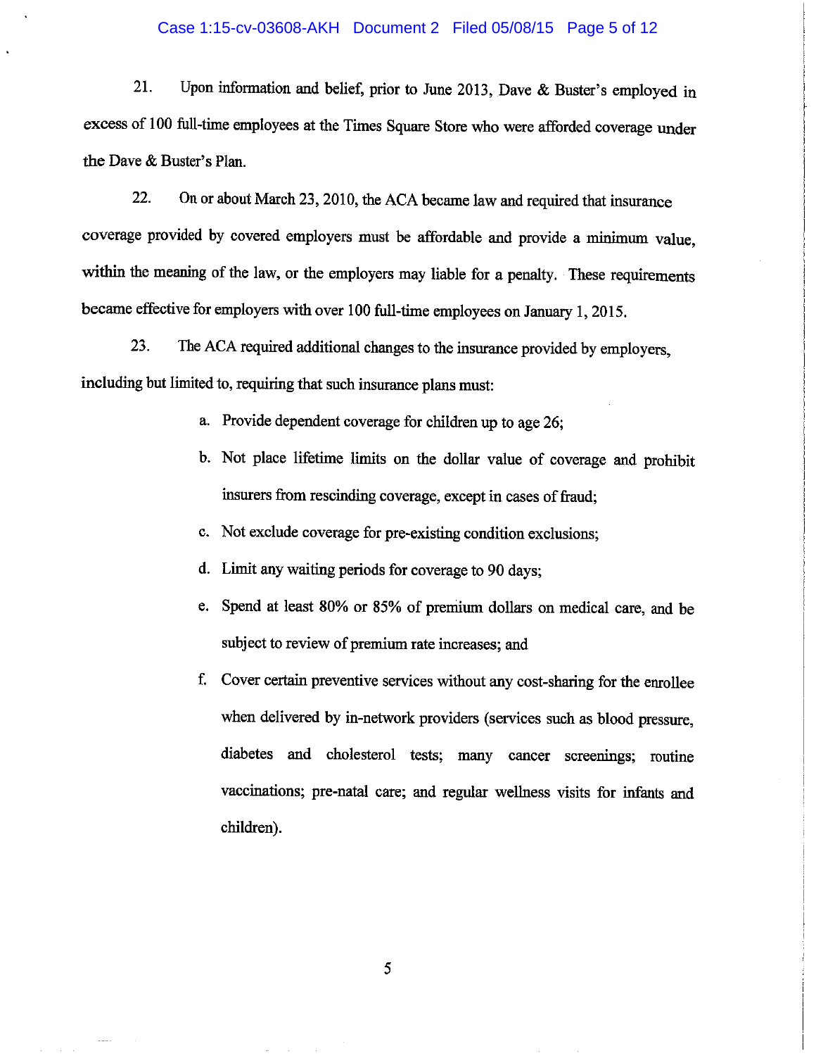21. Upon information and belief, prior to June 2013, Dave & Buster's employed in excess of 100 full-time employees at the Times Square Store who were afforded coverage under the Dave & Buster's Plan.

22. On or about March 23, 2010, the ACA became law and required that insurance coverage provided by covered employers must be affordable and provide a minimum value, within the meaning of the law, or the employers may liable for a penalty. These requirements became effective for employers with over 100 full-time employees on January 1, 2015.

23. The ACA required additional changes to the insurance provided by employers, including but limited to, requiring that such insurance plans must:

a. Provide dependent coverage for children up to age 26;

b. Not place lifetime limits on the dollar value of coverage and prohibit insurers from rescinding coverage, except in cases of fraud;

c. Not exclude coverage for pre-existing condition exclusions;

d. Limit any waiting periods for coverage to 90 days;

e. Spend at least 80% or 85% of premium dollars on medical care, and be subject to review of premium rate increases; and

f. Cover certain preventive services without any cost-sharing for the enrollee when delivered by in-network providers (services such as blood pressure, diabetes and cholesterol tests; many cancer screenings; routine vaccinations; pre-natal care; and regular wellness visits for infants and children).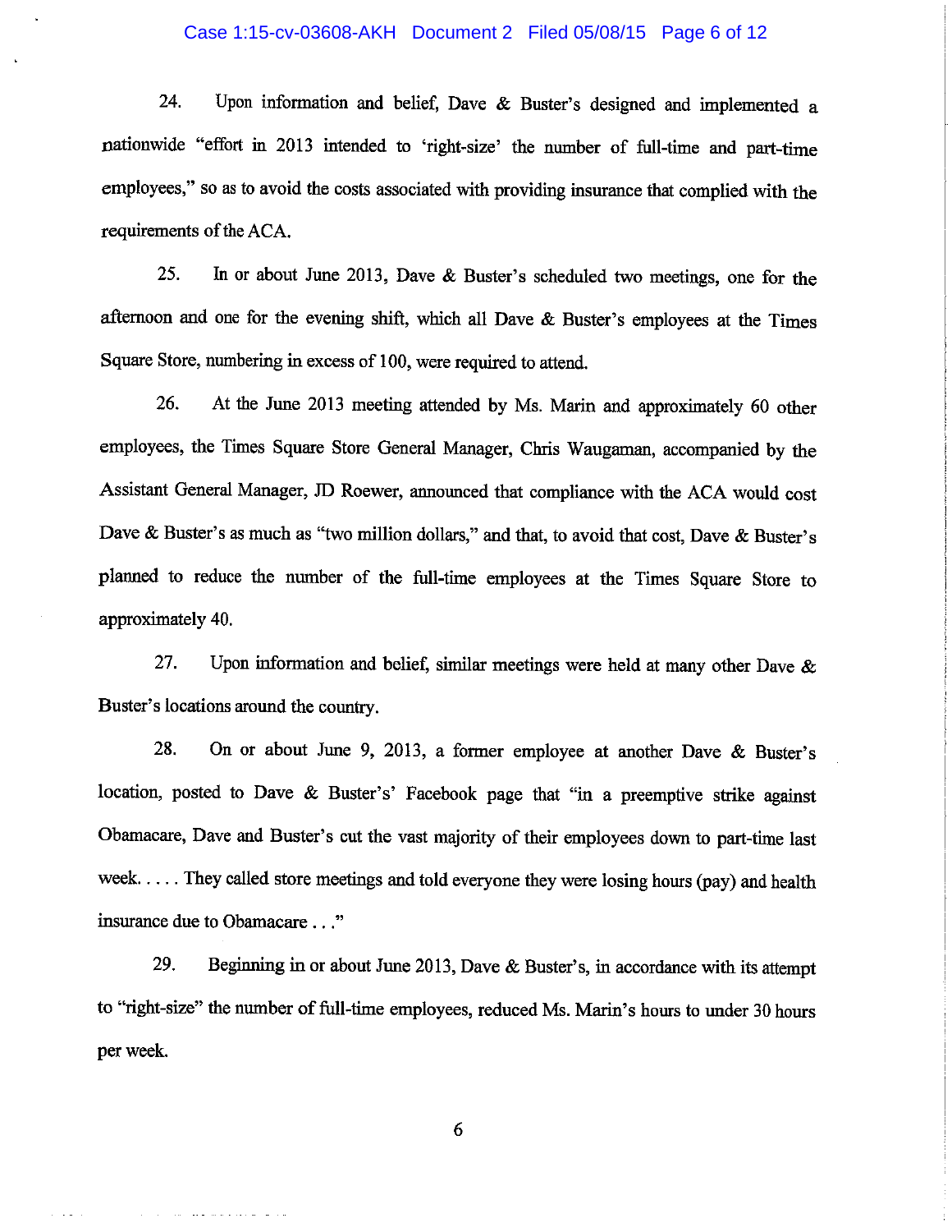24. Upon information and belief, Dave & Buster's designed and implemented a nationwide "effort in 2013 intended to 'right-size' the number of full-time and part-time employees," so as to avoid the costs associated with providing insurance that complied with the requirements of the ACA.

25. In or about June 2013, Dave & Buster's scheduled two meetings, one for the afternoon and one for the evening shift, which all Dave & Buster's employees at the Times Square Store, numbering in excess of 100, were required to attend.

26. At the June 2013 meeting attended by Ms. Marin and approximately 60 other employees, the Times Square Store General Manager, Chris Waugaman, accompanied by the Assistant General Manager, JD Roewer, announced that compliance with the ACA would cost Dave & Buster's as much as "two million dollars," and that, to avoid that cost, Dave & Buster's planned to reduce the number of the full-time employees at the Times Square Store to approximately 40.

27. Upon information and belief, similar meetings were held at many other Dave & Buster's locations around the country.

28. On or about June 9, 2013, a former employee at another Dave & Buster's location, posted to Dave & Buster's' Facebook page that "in a preemptive strike against Obamacare, Dave and Buster's cut the vast majority of their employees down to part-time last week. . . . . They called store meetings and told everyone they were losing hours (pay) and health insurance due to Obamacare . . ."

29. Beginning in or about June 2013, Dave & Buster's, in accordance with its attempt to "right-size" the number of full-time employees, reduced Ms. Marin's hours to under 30 hours per week.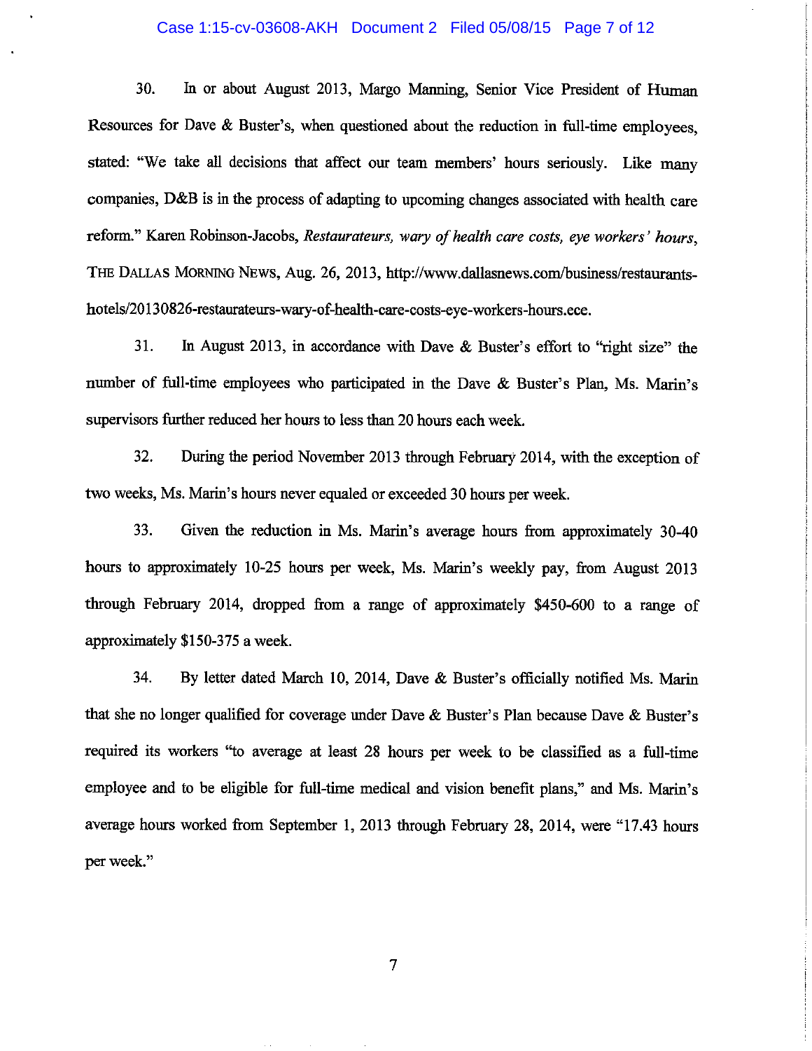30. In or about August 2013, Margo Manning, Senior Vice President of Human Resources for Dave & Buster's, when questioned about the reduction in full-time employees, stated: "We take all decisions that affect our team members' hours seriously. Like many companies, D&B is in the process of adapting to upcoming changes associated with health care reform." Karen Robinson-Jacobs, *Restaurateurs, wary of health care costs, eye workers' hours*, THE DALLAS MORNING NEWS, Aug. 26, 2013, http://www.dallasnews.com/business/restaurants-hotels/20130826-restaurateurs-wary-of-health-care-costs-eye-workers-hours.ece.

31. In August 2013, in accordance with Dave & Buster's effort to "right size" the number of full-time employees who participated in the Dave & Buster's Plan, Ms. Marin's supervisors further reduced her hours to less than 20 hours each week.

32. During the period November 2013 through February 2014, with the exception of two weeks, Ms. Marin's hours never equaled or exceeded 30 hours per week.

33. Given the reduction in Ms. Marin's average hours from approximately 30-40 hours to approximately 10-25 hours per week, Ms. Marin's weekly pay, from August 2013 through February 2014, dropped from a range of approximately $450-600 to a range of approximately $150-375 a week.

34. By letter dated March 10, 2014, Dave & Buster's officially notified Ms. Marin that she no longer qualified for coverage under Dave & Buster's Plan because Dave & Buster's required its workers "to average at least 28 hours per week to be classified as a full-time employee and to be eligible for full-time medical and vision benefit plans," and Ms. Marin's average hours worked from September 1, 2013 through February 28, 2014, were "17.43 hours per week."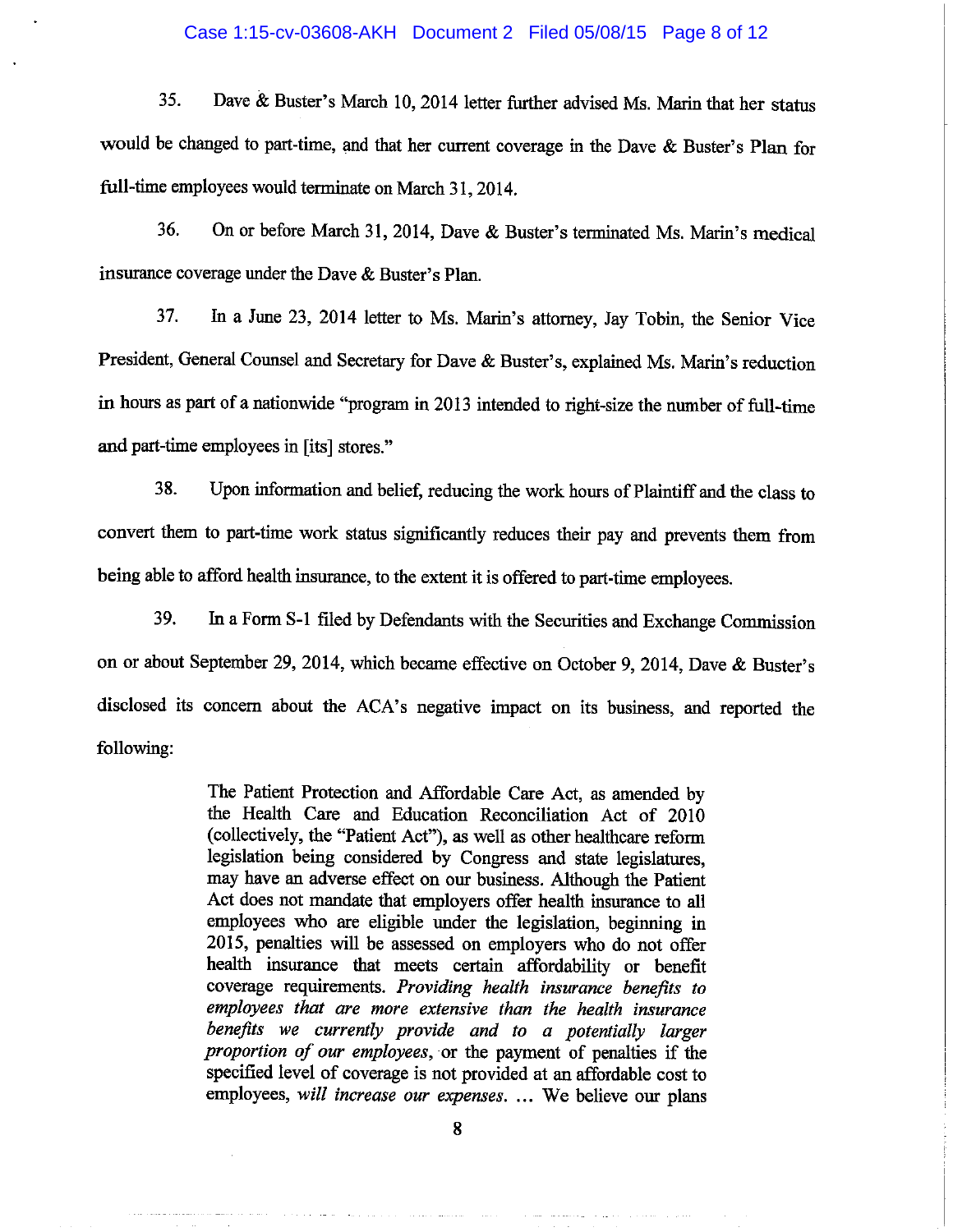35. Dave & Buster's March 10, 2014 letter further advised Ms. Marin that her status would be changed to part-time, and that her current coverage in the Dave & Buster's Plan for full-time employees would terminate on March 31, 2014.

36. On or before March 31, 2014, Dave & Buster's terminated Ms. Marin's medical insurance coverage under the Dave & Buster's Plan.

37. In a June 23, 2014 letter to Ms. Marin's attorney, Jay Tobin, the Senior Vice President, General Counsel and Secretary for Dave & Buster's, explained Ms. Marin's reduction in hours as part of a nationwide "program in 2013 intended to right-size the number of full-time and part-time employees in [its] stores."

38. Upon information and belief, reducing the work hours of Plaintiff and the class to convert them to part-time work status significantly reduces their pay and prevents them from being able to afford health insurance, to the extent it is offered to part-time employees.

39. In a Form S-1 filed by Defendants with the Securities and Exchange Commission on or about September 29, 2014, which became effective on October 9, 2014, Dave & Buster's disclosed its concern about the ACA's negative impact on its business, and reported the following:

> The Patient Protection and Affordable Care Act, as amended by the Health Care and Education Reconciliation Act of 2010 (collectively, the "Patient Act"), as well as other healthcare reform legislation being considered by Congress and state legislatures, may have an adverse effect on our business. Although the Patient Act does not mandate that employers offer health insurance to all employees who are eligible under the legislation, beginning in 2015, penalties will be assessed on employers who do not offer health insurance that meets certain affordability or benefit coverage requirements. *Providing health insurance benefits to employees that are more extensive than the health insurance benefits we currently provide and to a potentially larger proportion of our employees*, or the payment of penalties if the specified level of coverage is not provided at an affordable cost to employees, *will increase our expenses*. ... We believe our plans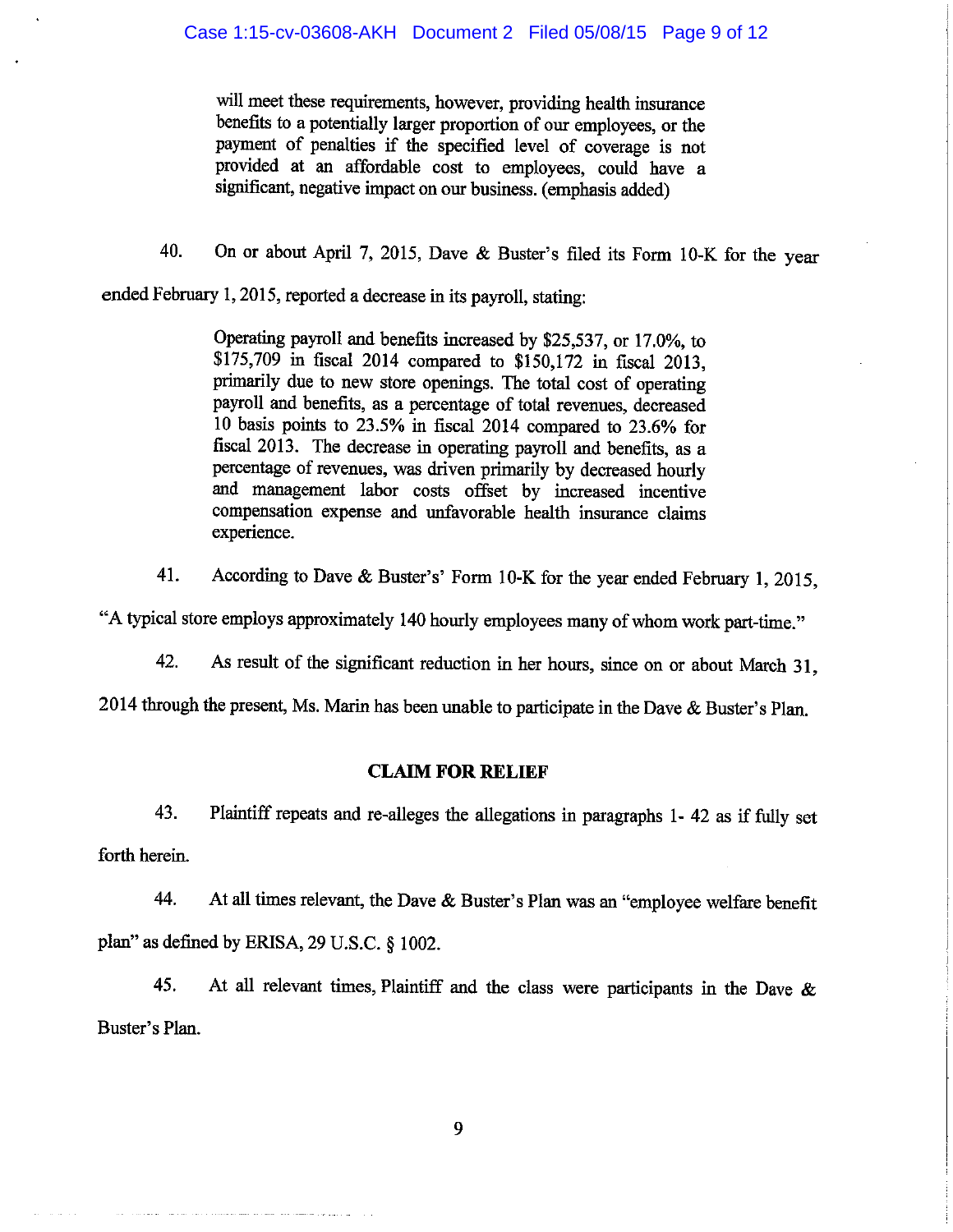> will meet these requirements, however, providing health insurance benefits to a potentially larger proportion of our employees, or the payment of penalties if the specified level of coverage is not provided at an affordable cost to employees, could have a significant, negative impact on our business. (emphasis added)

40. On or about April 7, 2015, Dave & Buster's filed its Form 10-K for the year ended February 1, 2015, reported a decrease in its payroll, stating:

> Operating payroll and benefits increased by $25,537, or 17.0%, to $175,709 in fiscal 2014 compared to $150,172 in fiscal 2013, primarily due to new store openings. The total cost of operating payroll and benefits, as a percentage of total revenues, decreased 10 basis points to 23.5% in fiscal 2014 compared to 23.6% for fiscal 2013. The decrease in operating payroll and benefits, as a percentage of revenues, was driven primarily by decreased hourly and management labor costs offset by increased incentive compensation expense and unfavorable health insurance claims experience.

41. According to Dave & Buster's' Form 10-K for the year ended February 1, 2015, "A typical store employs approximately 140 hourly employees many of whom work part-time."

42. As result of the significant reduction in her hours, since on or about March 31, 2014 through the present, Ms. Marin has been unable to participate in the Dave & Buster's Plan.

## CLAIM FOR RELIEF

43. Plaintiff repeats and re-alleges the allegations in paragraphs 1- 42 as if fully set forth herein.

44. At all times relevant, the Dave & Buster's Plan was an "employee welfare benefit plan" as defined by ERISA, 29 U.S.C. § 1002.

45. At all relevant times, Plaintiff and the class were participants in the Dave & Buster's Plan.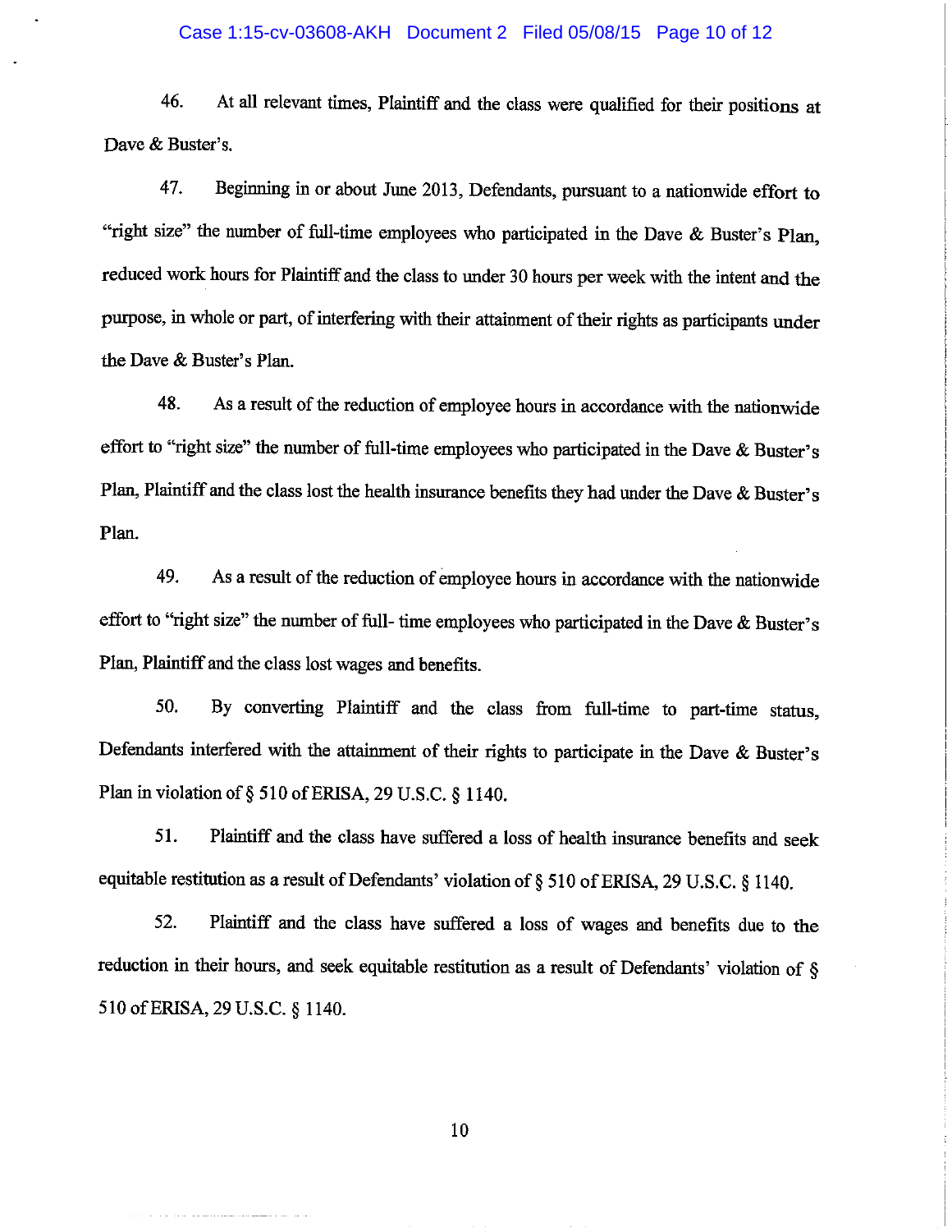46. At all relevant times, Plaintiff and the class were qualified for their positions at Dave & Buster's.

47. Beginning in or about June 2013, Defendants, pursuant to a nationwide effort to "right size" the number of full-time employees who participated in the Dave & Buster's Plan, reduced work hours for Plaintiff and the class to under 30 hours per week with the intent and the purpose, in whole or part, of interfering with their attainment of their rights as participants under the Dave & Buster's Plan.

48. As a result of the reduction of employee hours in accordance with the nationwide effort to "right size" the number of full-time employees who participated in the Dave & Buster's Plan, Plaintiff and the class lost the health insurance benefits they had under the Dave & Buster's Plan.

49. As a result of the reduction of employee hours in accordance with the nationwide effort to "right size" the number of full- time employees who participated in the Dave & Buster's Plan, Plaintiff and the class lost wages and benefits.

50. By converting Plaintiff and the class from full-time to part-time status, Defendants interfered with the attainment of their rights to participate in the Dave & Buster's Plan in violation of § 510 of ERISA, 29 U.S.C. § 1140.

51. Plaintiff and the class have suffered a loss of health insurance benefits and seek equitable restitution as a result of Defendants' violation of § 510 of ERISA, 29 U.S.C. § 1140.

52. Plaintiff and the class have suffered a loss of wages and benefits due to the reduction in their hours, and seek equitable restitution as a result of Defendants' violation of § 510 of ERISA, 29 U.S.C. § 1140.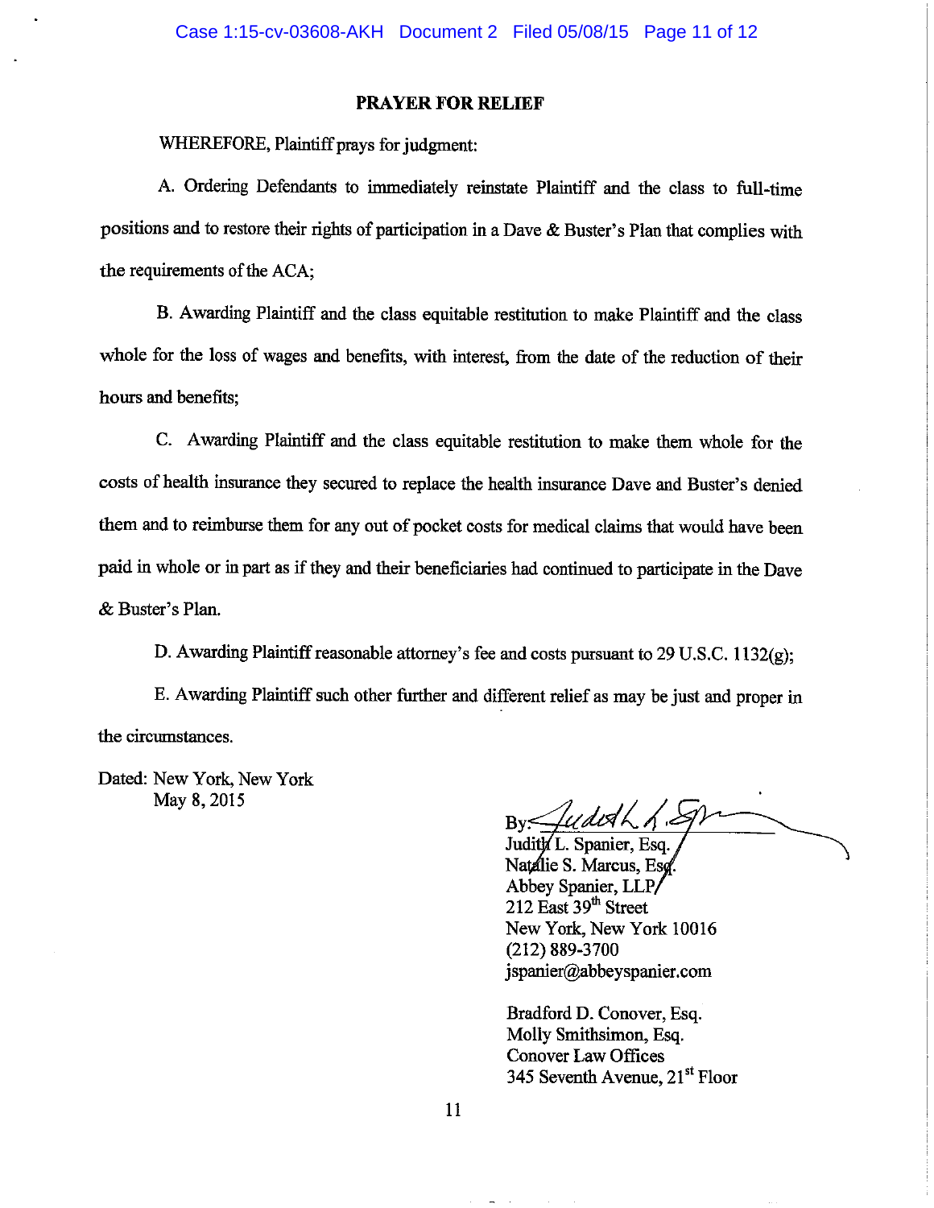## PRAYER FOR RELIEF

WHEREFORE, Plaintiff prays for judgment:

A. Ordering Defendants to immediately reinstate Plaintiff and the class to full-time positions and to restore their rights of participation in a Dave & Buster's Plan that complies with the requirements of the ACA;

B. Awarding Plaintiff and the class equitable restitution to make Plaintiff and the class whole for the loss of wages and benefits, with interest, from the date of the reduction of their hours and benefits;

C. Awarding Plaintiff and the class equitable restitution to make them whole for the costs of health insurance they secured to replace the health insurance Dave and Buster's denied them and to reimburse them for any out of pocket costs for medical claims that would have been paid in whole or in part as if they and their beneficiaries had continued to participate in the Dave & Buster's Plan.

D. Awarding Plaintiff reasonable attorney's fee and costs pursuant to 29 U.S.C. 1132(g);

E. Awarding Plaintiff such other further and different relief as may be just and proper in the circumstances.

Dated: New York, New York
May 8, 2015

By: *[signature]*
Judith L. Spanier, Esq.
Natalie S. Marcus, Esq.
Abbey Spanier, LLP
212 East 39th Street
New York, New York 10016
(212) 889-3700
jspanier@abbeyspanier.com

Bradford D. Conover, Esq.
Molly Smithsimon, Esq.
Conover Law Offices
345 Seventh Avenue, 21st Floor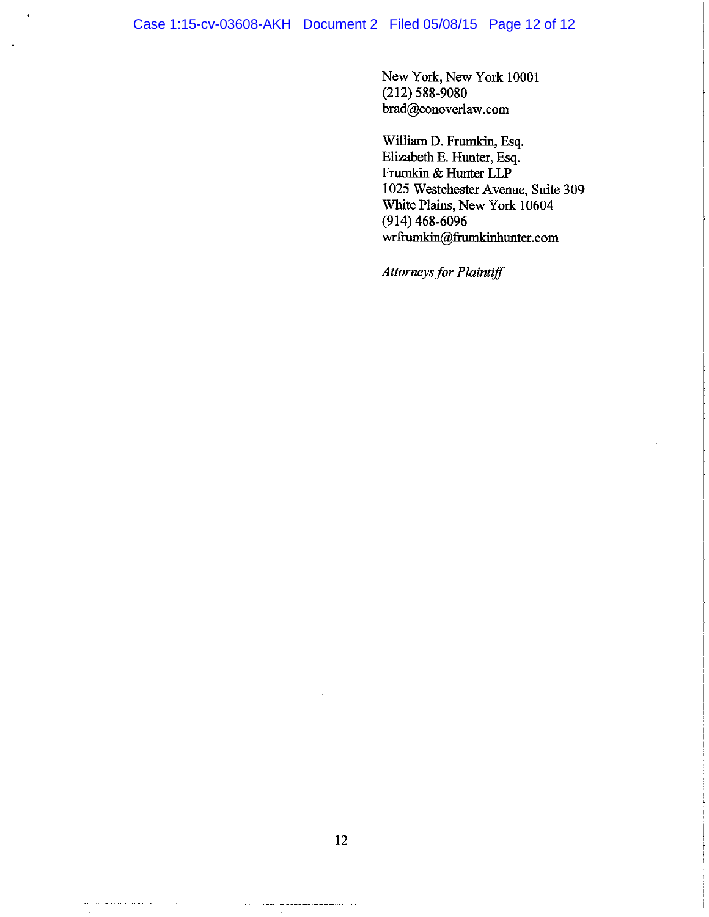New York, New York 10001
(212) 588-9080
brad@conoverlaw.com

William D. Frumkin, Esq.
Elizabeth E. Hunter, Esq.
Frumkin & Hunter LLP
1025 Westchester Avenue, Suite 309
White Plains, New York 10604
(914) 468-6096
wrfrumkin@frumkinhunter.com

*Attorneys for Plaintiff*